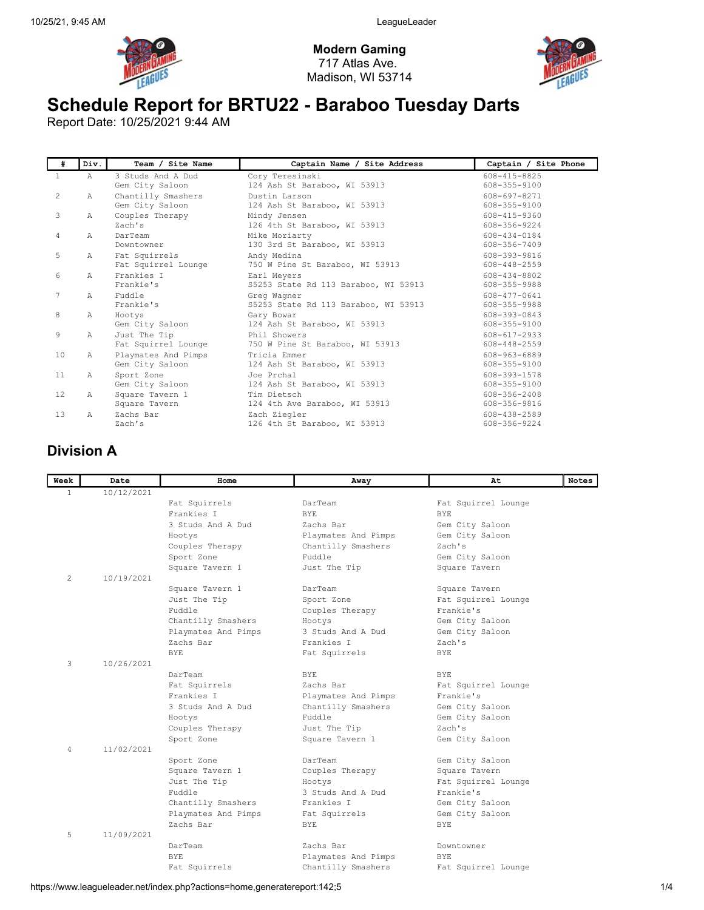**Modern Gaming**
717 Atlas Ave.
Madison, WI 53714

# Schedule Report for BRTU22 - Baraboo Tuesday Darts

Report Date: 10/25/2021 9:44 AM

| # | Div. | Team / Site Name | Captain Name / Site Address | Captain / Site Phone |
|---|---|---|---|---|
| 1 | A | 3 Studs And A Dud<br>Gem City Saloon | Cory Teresinski<br>124 Ash St Baraboo, WI 53913 | 608-415-8825<br>608-355-9100 |
| 2 | A | Chantilly Smashers<br>Gem City Saloon | Dustin Larson<br>124 Ash St Baraboo, WI 53913 | 608-697-8271<br>608-355-9100 |
| 3 | A | Couples Therapy<br>Zach's | Mindy Jensen<br>126 4th St Baraboo, WI 53913 | 608-415-9360<br>608-356-9224 |
| 4 | A | DarTeam<br>Downtowner | Mike Moriarty<br>130 3rd St Baraboo, WI 53913 | 608-434-0184<br>608-356-7409 |
| 5 | A | Fat Squirrels<br>Fat Squirrel Lounge | Andy Medina<br>750 W Pine St Baraboo, WI 53913 | 608-393-9816<br>608-448-2559 |
| 6 | A | Frankies I<br>Frankie's | Earl Meyers<br>S5253 State Rd 113 Baraboo, WI 53913 | 608-434-8802<br>608-355-9988 |
| 7 | A | Fuddle<br>Frankie's | Greg Wagner<br>S5253 State Rd 113 Baraboo, WI 53913 | 608-477-0641<br>608-355-9988 |
| 8 | A | Hootys<br>Gem City Saloon | Gary Bowar<br>124 Ash St Baraboo, WI 53913 | 608-393-0843<br>608-355-9100 |
| 9 | A | Just The Tip<br>Fat Squirrel Lounge | Phil Showers<br>750 W Pine St Baraboo, WI 53913 | 608-617-2933<br>608-448-2559 |
| 10 | A | Playmates And Pimps<br>Gem City Saloon | Tricia Emmer<br>124 Ash St Baraboo, WI 53913 | 608-963-6889<br>608-355-9100 |
| 11 | A | Sport Zone<br>Gem City Saloon | Joe Prchal<br>124 Ash St Baraboo, WI 53913 | 608-393-1578<br>608-355-9100 |
| 12 | A | Square Tavern 1<br>Square Tavern | Tim Dietsch<br>124 4th Ave Baraboo, WI 53913 | 608-356-2408<br>608-356-9816 |
| 13 | A | Zachs Bar<br>Zach's | Zach Ziegler<br>126 4th St Baraboo, WI 53913 | 608-438-2589<br>608-356-9224 |

## Division A

| Week | Date | Home | Away | At | Notes |
|---|---|---|---|---|---|
| 1 | 10/12/2021 | | | | |
| | | Fat Squirrels | DarTeam | Fat Squirrel Lounge | |
| | | Frankies I | BYE | BYE | |
| | | 3 Studs And A Dud | Zachs Bar | Gem City Saloon | |
| | | Hootys | Playmates And Pimps | Gem City Saloon | |
| | | Couples Therapy | Chantilly Smashers | Zach's | |
| | | Sport Zone | Fuddle | Gem City Saloon | |
| | | Square Tavern 1 | Just The Tip | Square Tavern | |
| 2 | 10/19/2021 | | | | |
| | | Square Tavern 1 | DarTeam | Square Tavern | |
| | | Just The Tip | Sport Zone | Fat Squirrel Lounge | |
| | | Fuddle | Couples Therapy | Frankie's | |
| | | Chantilly Smashers | Hootys | Gem City Saloon | |
| | | Playmates And Pimps | 3 Studs And A Dud | Gem City Saloon | |
| | | Zachs Bar | Frankies I | Zach's | |
| | | BYE | Fat Squirrels | BYE | |
| 3 | 10/26/2021 | | | | |
| | | DarTeam | BYE | BYE | |
| | | Fat Squirrels | Zachs Bar | Fat Squirrel Lounge | |
| | | Frankies I | Playmates And Pimps | Frankie's | |
| | | 3 Studs And A Dud | Chantilly Smashers | Gem City Saloon | |
| | | Hootys | Fuddle | Gem City Saloon | |
| | | Couples Therapy | Just The Tip | Zach's | |
| | | Sport Zone | Square Tavern 1 | Gem City Saloon | |
| 4 | 11/02/2021 | | | | |
| | | Sport Zone | DarTeam | Gem City Saloon | |
| | | Square Tavern 1 | Couples Therapy | Square Tavern | |
| | | Just The Tip | Hootys | Fat Squirrel Lounge | |
| | | Fuddle | 3 Studs And A Dud | Frankie's | |
| | | Chantilly Smashers | Frankies I | Gem City Saloon | |
| | | Playmates And Pimps | Fat Squirrels | Gem City Saloon | |
| | | Zachs Bar | BYE | BYE | |
| 5 | 11/09/2021 | | | | |
| | | DarTeam | Zachs Bar | Downtowner | |
| | | BYE | Playmates And Pimps | BYE | |
| | | Fat Squirrels | Chantilly Smashers | Fat Squirrel Lounge | |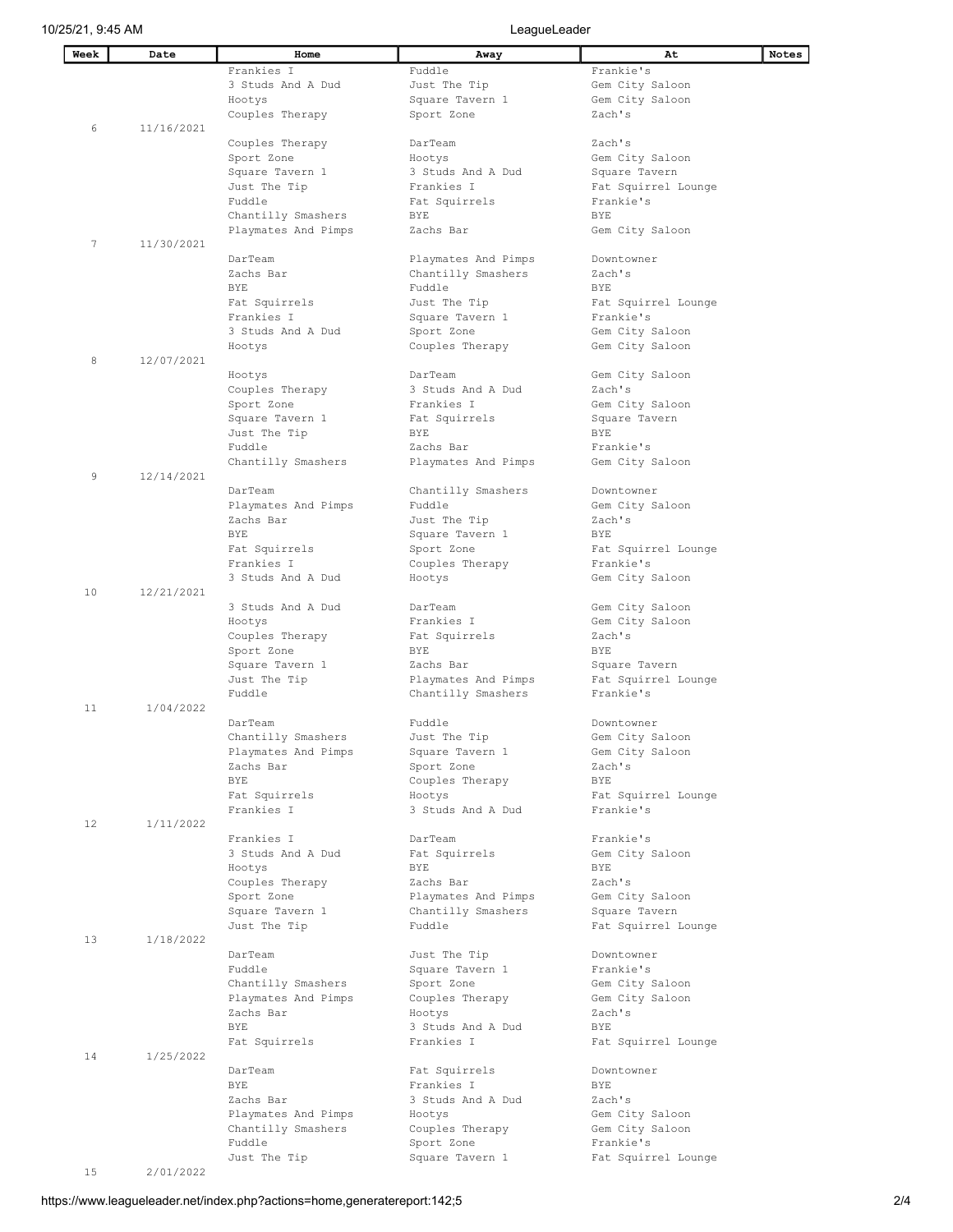| Week | Date | Home | Away | At | Notes |
|---|---|---|---|---|---|
| | | Frankies I | Fuddle | Frankie's | |
| | | 3 Studs And A Dud | Just The Tip | Gem City Saloon | |
| | | Hootys | Square Tavern 1 | Gem City Saloon | |
| | | Couples Therapy | Sport Zone | Zach's | |
| 6 | 11/16/2021 | | | | |
| | | Couples Therapy | DarTeam | Zach's | |
| | | Sport Zone | Hootys | Gem City Saloon | |
| | | Square Tavern 1 | 3 Studs And A Dud | Square Tavern | |
| | | Just The Tip | Frankies I | Fat Squirrel Lounge | |
| | | Fuddle | Fat Squirrels | Frankie's | |
| | | Chantilly Smashers | BYE | BYE | |
| | | Playmates And Pimps | Zachs Bar | Gem City Saloon | |
| 7 | 11/30/2021 | | | | |
| | | DarTeam | Playmates And Pimps | Downtowner | |
| | | Zachs Bar | Chantilly Smashers | Zach's | |
| | | BYE | Fuddle | BYE | |
| | | Fat Squirrels | Just The Tip | Fat Squirrel Lounge | |
| | | Frankies I | Square Tavern 1 | Frankie's | |
| | | 3 Studs And A Dud | Sport Zone | Gem City Saloon | |
| | | Hootys | Couples Therapy | Gem City Saloon | |
| 8 | 12/07/2021 | | | | |
| | | Hootys | DarTeam | Gem City Saloon | |
| | | Couples Therapy | 3 Studs And A Dud | Zach's | |
| | | Sport Zone | Frankies I | Gem City Saloon | |
| | | Square Tavern 1 | Fat Squirrels | Square Tavern | |
| | | Just The Tip | BYE | BYE | |
| | | Fuddle | Zachs Bar | Frankie's | |
| | | Chantilly Smashers | Playmates And Pimps | Gem City Saloon | |
| 9 | 12/14/2021 | | | | |
| | | DarTeam | Chantilly Smashers | Downtowner | |
| | | Playmates And Pimps | Fuddle | Gem City Saloon | |
| | | Zachs Bar | Just The Tip | Zach's | |
| | | BYE | Square Tavern 1 | BYE | |
| | | Fat Squirrels | Sport Zone | Fat Squirrel Lounge | |
| | | Frankies I | Couples Therapy | Frankie's | |
| | | 3 Studs And A Dud | Hootys | Gem City Saloon | |
| 10 | 12/21/2021 | | | | |
| | | 3 Studs And A Dud | DarTeam | Gem City Saloon | |
| | | Hootys | Frankies I | Gem City Saloon | |
| | | Couples Therapy | Fat Squirrels | Zach's | |
| | | Sport Zone | BYE | BYE | |
| | | Square Tavern 1 | Zachs Bar | Square Tavern | |
| | | Just The Tip | Playmates And Pimps | Fat Squirrel Lounge | |
| | | Fuddle | Chantilly Smashers | Frankie's | |
| 11 | 1/04/2022 | | | | |
| | | DarTeam | Fuddle | Downtowner | |
| | | Chantilly Smashers | Just The Tip | Gem City Saloon | |
| | | Playmates And Pimps | Square Tavern 1 | Gem City Saloon | |
| | | Zachs Bar | Sport Zone | Zach's | |
| | | BYE | Couples Therapy | BYE | |
| | | Fat Squirrels | Hootys | Fat Squirrel Lounge | |
| | | Frankies I | 3 Studs And A Dud | Frankie's | |
| 12 | 1/11/2022 | | | | |
| | | Frankies I | DarTeam | Frankie's | |
| | | 3 Studs And A Dud | Fat Squirrels | Gem City Saloon | |
| | | Hootys | BYE | BYE | |
| | | Couples Therapy | Zachs Bar | Zach's | |
| | | Sport Zone | Playmates And Pimps | Gem City Saloon | |
| | | Square Tavern 1 | Chantilly Smashers | Square Tavern | |
| | | Just The Tip | Fuddle | Fat Squirrel Lounge | |
| 13 | 1/18/2022 | | | | |
| | | DarTeam | Just The Tip | Downtowner | |
| | | Fuddle | Square Tavern 1 | Frankie's | |
| | | Chantilly Smashers | Sport Zone | Gem City Saloon | |
| | | Playmates And Pimps | Couples Therapy | Gem City Saloon | |
| | | Zachs Bar | Hootys | Zach's | |
| | | BYE | 3 Studs And A Dud | BYE | |
| | | Fat Squirrels | Frankies I | Fat Squirrel Lounge | |
| 14 | 1/25/2022 | | | | |
| | | DarTeam | Fat Squirrels | Downtowner | |
| | | BYE | Frankies I | BYE | |
| | | Zachs Bar | 3 Studs And A Dud | Zach's | |
| | | Playmates And Pimps | Hootys | Gem City Saloon | |
| | | Chantilly Smashers | Couples Therapy | Gem City Saloon | |
| | | Fuddle | Sport Zone | Frankie's | |
| | | Just The Tip | Square Tavern 1 | Fat Squirrel Lounge | |
| 15 | 2/01/2022 | | | | |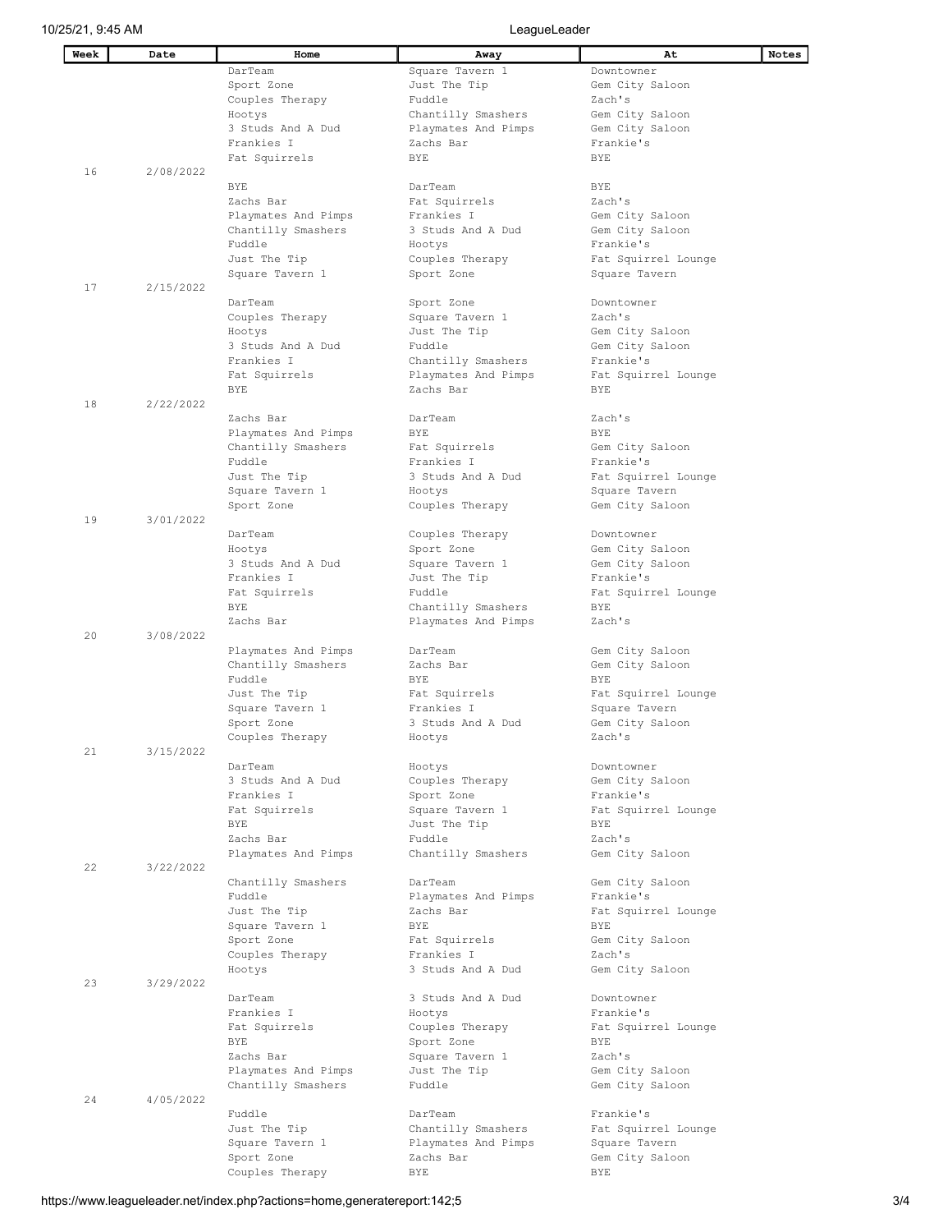| Week | Date | Home | Away | At | Notes |
|---|---|---|---|---|---|
| | | DarTeam | Square Tavern 1 | Downtowner | |
| | | Sport Zone | Just The Tip | Gem City Saloon | |
| | | Couples Therapy | Fuddle | Zach's | |
| | | Hootys | Chantilly Smashers | Gem City Saloon | |
| | | 3 Studs And A Dud | Playmates And Pimps | Gem City Saloon | |
| | | Frankies I | Zachs Bar | Frankie's | |
| | | Fat Squirrels | BYE | BYE | |
| 16 | 2/08/2022 | | | | |
| | | BYE | DarTeam | BYE | |
| | | Zachs Bar | Fat Squirrels | Zach's | |
| | | Playmates And Pimps | Frankies I | Gem City Saloon | |
| | | Chantilly Smashers | 3 Studs And A Dud | Gem City Saloon | |
| | | Fuddle | Hootys | Frankie's | |
| | | Just The Tip | Couples Therapy | Fat Squirrel Lounge | |
| | | Square Tavern 1 | Sport Zone | Square Tavern | |
| 17 | 2/15/2022 | | | | |
| | | DarTeam | Sport Zone | Downtowner | |
| | | Couples Therapy | Square Tavern 1 | Zach's | |
| | | Hootys | Just The Tip | Gem City Saloon | |
| | | 3 Studs And A Dud | Fuddle | Gem City Saloon | |
| | | Frankies I | Chantilly Smashers | Frankie's | |
| | | Fat Squirrels | Playmates And Pimps | Fat Squirrel Lounge | |
| | | BYE | Zachs Bar | BYE | |
| 18 | 2/22/2022 | | | | |
| | | Zachs Bar | DarTeam | Zach's | |
| | | Playmates And Pimps | BYE | BYE | |
| | | Chantilly Smashers | Fat Squirrels | Gem City Saloon | |
| | | Fuddle | Frankies I | Frankie's | |
| | | Just The Tip | 3 Studs And A Dud | Fat Squirrel Lounge | |
| | | Square Tavern 1 | Hootys | Square Tavern | |
| | | Sport Zone | Couples Therapy | Gem City Saloon | |
| 19 | 3/01/2022 | | | | |
| | | DarTeam | Couples Therapy | Downtowner | |
| | | Hootys | Sport Zone | Gem City Saloon | |
| | | 3 Studs And A Dud | Square Tavern 1 | Gem City Saloon | |
| | | Frankies I | Just The Tip | Frankie's | |
| | | Fat Squirrels | Fuddle | Fat Squirrel Lounge | |
| | | BYE | Chantilly Smashers | BYE | |
| | | Zachs Bar | Playmates And Pimps | Zach's | |
| 20 | 3/08/2022 | | | | |
| | | Playmates And Pimps | DarTeam | Gem City Saloon | |
| | | Chantilly Smashers | Zachs Bar | Gem City Saloon | |
| | | Fuddle | BYE | BYE | |
| | | Just The Tip | Fat Squirrels | Fat Squirrel Lounge | |
| | | Square Tavern 1 | Frankies I | Square Tavern | |
| | | Sport Zone | 3 Studs And A Dud | Gem City Saloon | |
| | | Couples Therapy | Hootys | Zach's | |
| 21 | 3/15/2022 | | | | |
| | | DarTeam | Hootys | Downtowner | |
| | | 3 Studs And A Dud | Couples Therapy | Gem City Saloon | |
| | | Frankies I | Sport Zone | Frankie's | |
| | | Fat Squirrels | Square Tavern 1 | Fat Squirrel Lounge | |
| | | BYE | Just The Tip | BYE | |
| | | Zachs Bar | Fuddle | Zach's | |
| | | Playmates And Pimps | Chantilly Smashers | Gem City Saloon | |
| 22 | 3/22/2022 | | | | |
| | | Chantilly Smashers | DarTeam | Gem City Saloon | |
| | | Fuddle | Playmates And Pimps | Frankie's | |
| | | Just The Tip | Zachs Bar | Fat Squirrel Lounge | |
| | | Square Tavern 1 | BYE | BYE | |
| | | Sport Zone | Fat Squirrels | Gem City Saloon | |
| | | Couples Therapy | Frankies I | Zach's | |
| | | Hootys | 3 Studs And A Dud | Gem City Saloon | |
| 23 | 3/29/2022 | | | | |
| | | DarTeam | 3 Studs And A Dud | Downtowner | |
| | | Frankies I | Hootys | Frankie's | |
| | | Fat Squirrels | Couples Therapy | Fat Squirrel Lounge | |
| | | BYE | Sport Zone | BYE | |
| | | Zachs Bar | Square Tavern 1 | Zach's | |
| | | Playmates And Pimps | Just The Tip | Gem City Saloon | |
| | | Chantilly Smashers | Fuddle | Gem City Saloon | |
| 24 | 4/05/2022 | | | | |
| | | Fuddle | DarTeam | Frankie's | |
| | | Just The Tip | Chantilly Smashers | Fat Squirrel Lounge | |
| | | Square Tavern 1 | Playmates And Pimps | Square Tavern | |
| | | Sport Zone | Zachs Bar | Gem City Saloon | |
| | | Couples Therapy | BYE | BYE | |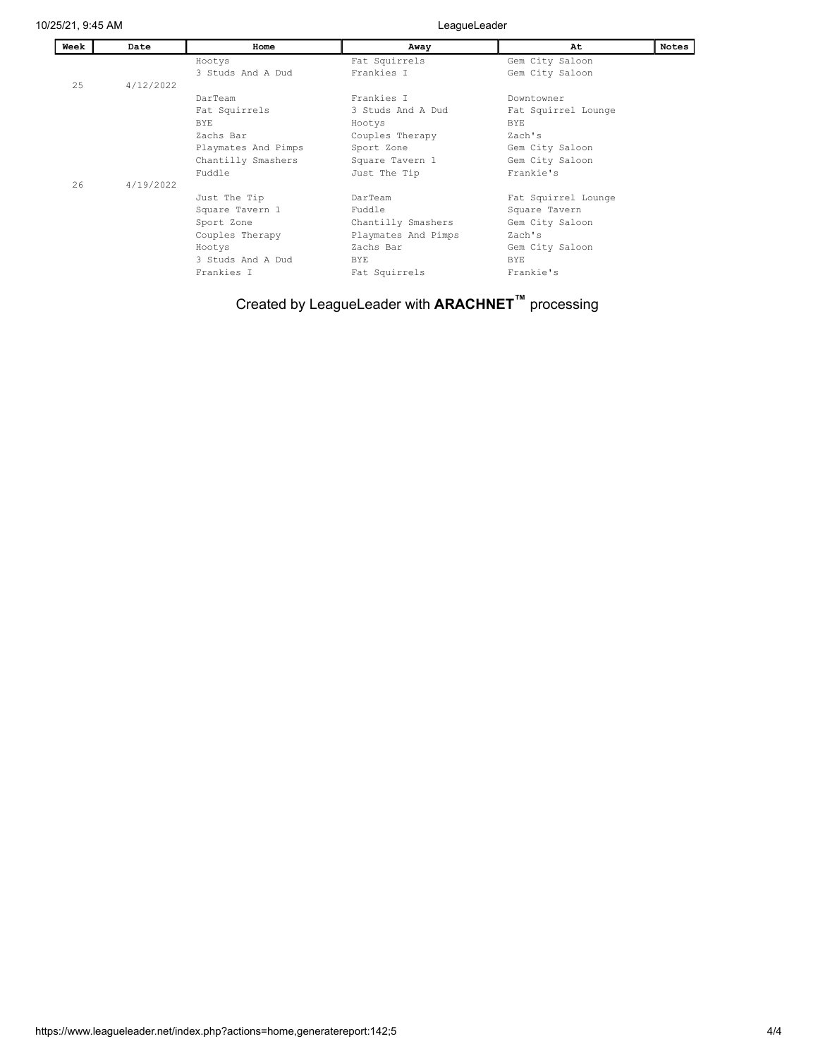| Week | Date | Home | Away | At | Notes |
|---|---|---|---|---|---|
| | | Hootys | Fat Squirrels | Gem City Saloon | |
| | | 3 Studs And A Dud | Frankies I | Gem City Saloon | |
| 25 | 4/12/2022 | | | | |
| | | DarTeam | Frankies I | Downtowner | |
| | | Fat Squirrels | 3 Studs And A Dud | Fat Squirrel Lounge | |
| | | BYE | Hootys | BYE | |
| | | Zachs Bar | Couples Therapy | Zach's | |
| | | Playmates And Pimps | Sport Zone | Gem City Saloon | |
| | | Chantilly Smashers | Square Tavern 1 | Gem City Saloon | |
| | | Fuddle | Just The Tip | Frankie's | |
| 26 | 4/19/2022 | | | | |
| | | Just The Tip | DarTeam | Fat Squirrel Lounge | |
| | | Square Tavern 1 | Fuddle | Square Tavern | |
| | | Sport Zone | Chantilly Smashers | Gem City Saloon | |
| | | Couples Therapy | Playmates And Pimps | Zach's | |
| | | Hootys | Zachs Bar | Gem City Saloon | |
| | | 3 Studs And A Dud | BYE | BYE | |
| | | Frankies I | Fat Squirrels | Frankie's | |

Created by LeagueLeader with **ARACHNET™** processing